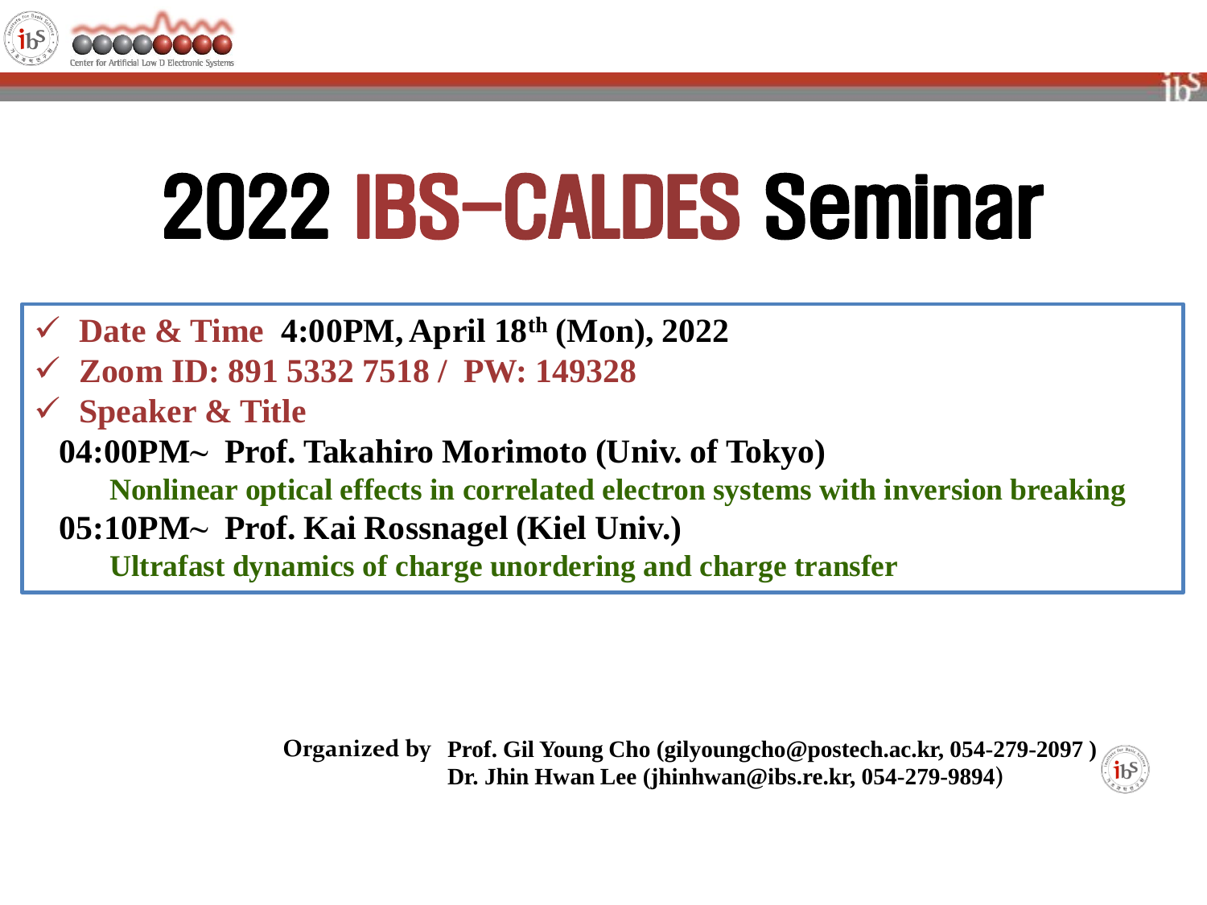# 2022 IBS-CALDES Seminar

- **Date & Time** **4:00PM, April 18th (Mon), 2022**
- **Zoom ID: 891 5332 7518 / PW: 149328**
- **Speaker & Title**

**04:00PM~ Prof. Takahiro Morimoto (Univ. of Tokyo)**

**Nonlinear optical effects in correlated electron systems with inversion breaking**

**05:10PM~ Prof. Kai Rossnagel (Kiel Univ.)**

**Ultrafast dynamics of charge unordering and charge transfer**

**Organized by** **Prof. Gil Young Cho (gilyoungcho@postech.ac.kr, 054-279-2097 )**
**Dr. Jhin Hwan Lee (jhinhwan@ibs.re.kr, 054-279-9894)**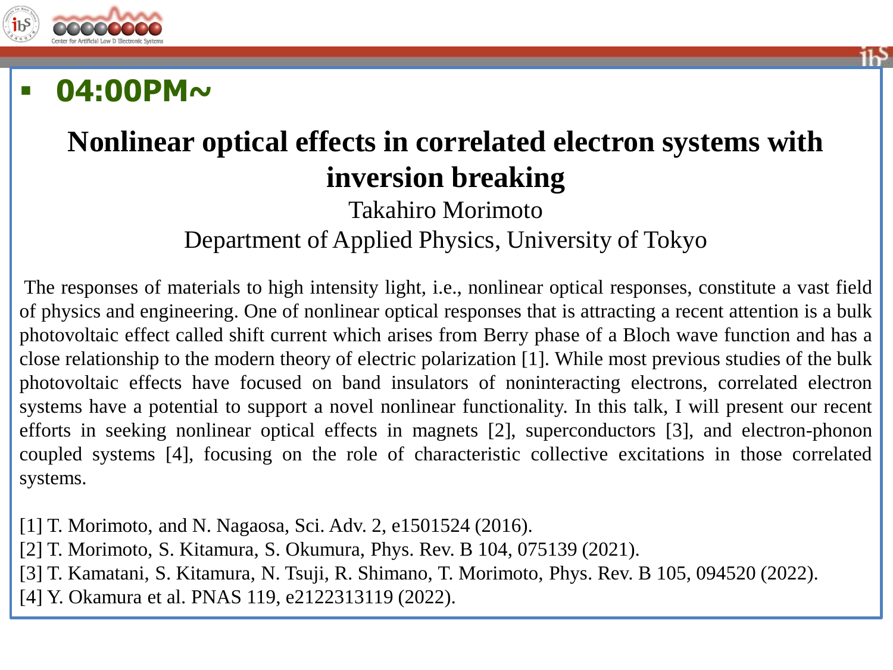- **04:00PM~**

## Nonlinear optical effects in correlated electron systems with inversion breaking

Takahiro Morimoto

Department of Applied Physics, University of Tokyo

The responses of materials to high intensity light, i.e., nonlinear optical responses, constitute a vast field of physics and engineering. One of nonlinear optical responses that is attracting a recent attention is a bulk photovoltaic effect called shift current which arises from Berry phase of a Bloch wave function and has a close relationship to the modern theory of electric polarization [1]. While most previous studies of the bulk photovoltaic effects have focused on band insulators of noninteracting electrons, correlated electron systems have a potential to support a novel nonlinear functionality. In this talk, I will present our recent efforts in seeking nonlinear optical effects in magnets [2], superconductors [3], and electron-phonon coupled systems [4], focusing on the role of characteristic collective excitations in those correlated systems.

[1] T. Morimoto, and N. Nagaosa, Sci. Adv. 2, e1501524 (2016).
[2] T. Morimoto, S. Kitamura, S. Okumura, Phys. Rev. B 104, 075139 (2021).
[3] T. Kamatani, S. Kitamura, N. Tsuji, R. Shimano, T. Morimoto, Phys. Rev. B 105, 094520 (2022).
[4] Y. Okamura et al. PNAS 119, e2122313119 (2022).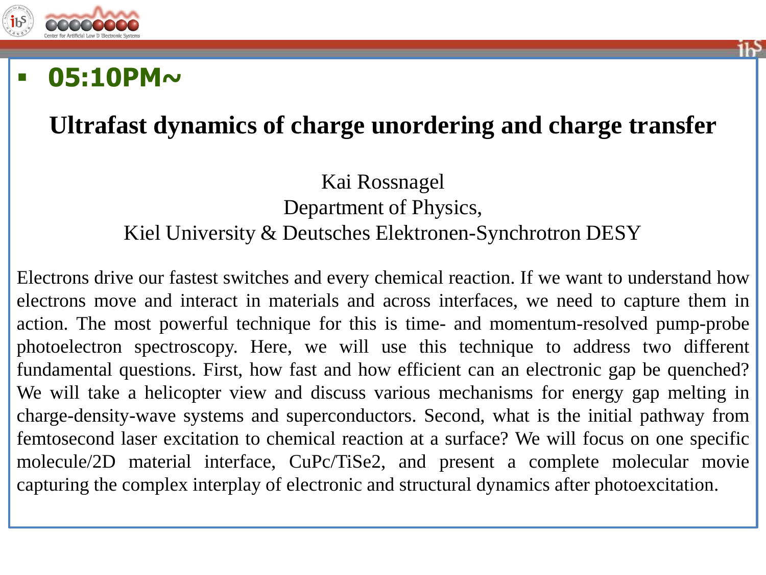- **05:10PM~**

## Ultrafast dynamics of charge unordering and charge transfer

Kai Rossnagel
Department of Physics,
Kiel University & Deutsches Elektronen-Synchrotron DESY

Electrons drive our fastest switches and every chemical reaction. If we want to understand how electrons move and interact in materials and across interfaces, we need to capture them in action. The most powerful technique for this is time- and momentum-resolved pump-probe photoelectron spectroscopy. Here, we will use this technique to address two different fundamental questions. First, how fast and how efficient can an electronic gap be quenched? We will take a helicopter view and discuss various mechanisms for energy gap melting in charge-density-wave systems and superconductors. Second, what is the initial pathway from femtosecond laser excitation to chemical reaction at a surface? We will focus on one specific molecule/2D material interface, CuPc/$TiSe_2$, and present a complete molecular movie capturing the complex interplay of electronic and structural dynamics after photoexcitation.